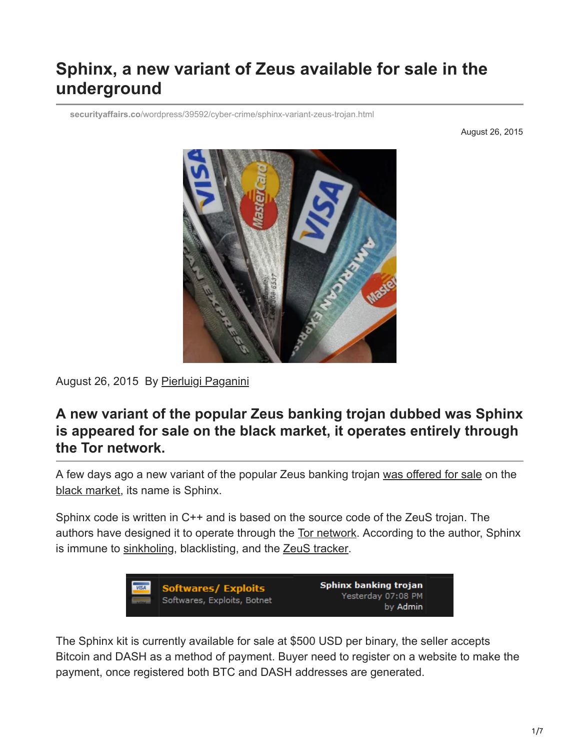# Sphinx, a new variant of Zeus available for sale in the underground

securityaffairs.co/wordpress/39592/cyber-crime/sphinx-variant-zeus-trojan.html

August 26, 2015

August 26, 2015 By Pierluigi Paganini

## A new variant of the popular Zeus banking trojan dubbed was Sphinx is appeared for sale on the black market, it operates entirely through the Tor network.

A few days ago a new variant of the popular Zeus banking trojan was offered for sale on the black market, its name is Sphinx.

Sphinx code is written in C++ and is based on the source code of the ZeuS trojan. The authors have designed it to operate through the Tor network. According to the author, Sphinx is immune to sinkholing, blacklisting, and the ZeuS tracker.

The Sphinx kit is currently available for sale at $500 USD per binary, the seller accepts Bitcoin and DASH as a method of payment. Buyer need to register on a website to make the payment, once registered both BTC and DASH addresses are generated.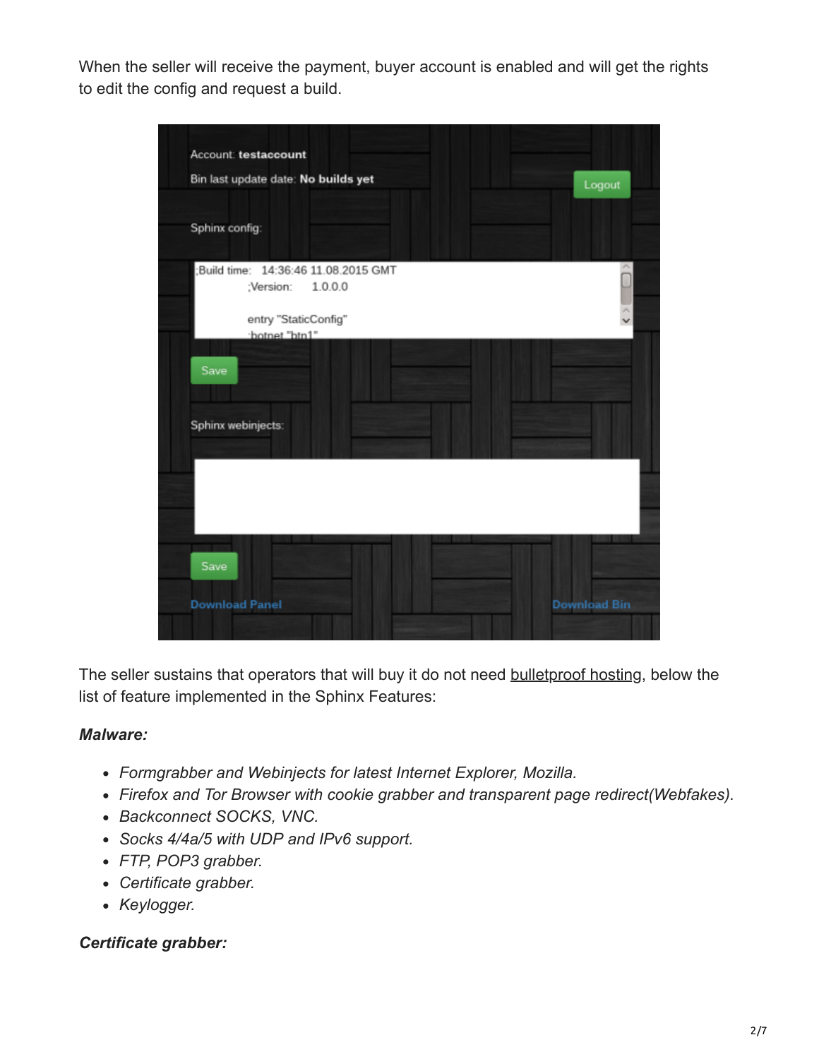When the seller will receive the payment, buyer account is enabled and will get the rights to edit the config and request a build.

Account: **testaccount**

Bin last update date: **No builds yet**

Logout

Sphinx config:

```
;Build time:   14:36:46 11.08.2015 GMT
;Version:      1.0.0.0

entry "StaticConfig"
;botnet "btn1"
```

Save

Sphinx webinjects:

Save

Download Panel

Download Bin

The seller sustains that operators that will buy it do not need bulletproof hosting, below the list of feature implemented in the Sphinx Features:

***Malware:***

- *Formgrabber and Webinjects for latest Internet Explorer, Mozilla.*
- *Firefox and Tor Browser with cookie grabber and transparent page redirect(Webfakes).*
- *Backconnect SOCKS, VNC.*
- *Socks 4/4a/5 with UDP and IPv6 support.*
- *FTP, POP3 grabber.*
- *Certificate grabber.*
- *Keylogger.*

***Certificate grabber:***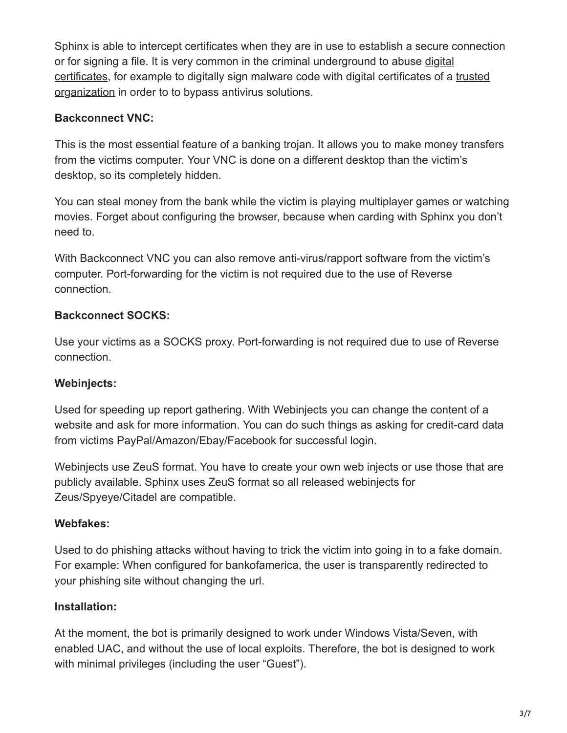Sphinx is able to intercept certificates when they are in use to establish a secure connection or for signing a file. It is very common in the criminal underground to abuse digital certificates, for example to digitally sign malware code with digital certificates of a trusted organization in order to to bypass antivirus solutions.

**Backconnect VNC:**

This is the most essential feature of a banking trojan. It allows you to make money transfers from the victims computer. Your VNC is done on a different desktop than the victim's desktop, so its completely hidden.

You can steal money from the bank while the victim is playing multiplayer games or watching movies. Forget about configuring the browser, because when carding with Sphinx you don't need to.

With Backconnect VNC you can also remove anti-virus/rapport software from the victim's computer. Port-forwarding for the victim is not required due to the use of Reverse connection.

**Backconnect SOCKS:**

Use your victims as a SOCKS proxy. Port-forwarding is not required due to use of Reverse connection.

**Webinjects:**

Used for speeding up report gathering. With Webinjects you can change the content of a website and ask for more information. You can do such things as asking for credit-card data from victims PayPal/Amazon/Ebay/Facebook for successful login.

Webinjects use ZeuS format. You have to create your own web injects or use those that are publicly available. Sphinx uses ZeuS format so all released webinjects for Zeus/Spyeye/Citadel are compatible.

**Webfakes:**

Used to do phishing attacks without having to trick the victim into going in to a fake domain. For example: When configured for bankofamerica, the user is transparently redirected to your phishing site without changing the url.

**Installation:**

At the moment, the bot is primarily designed to work under Windows Vista/Seven, with enabled UAC, and without the use of local exploits. Therefore, the bot is designed to work with minimal privileges (including the user "Guest").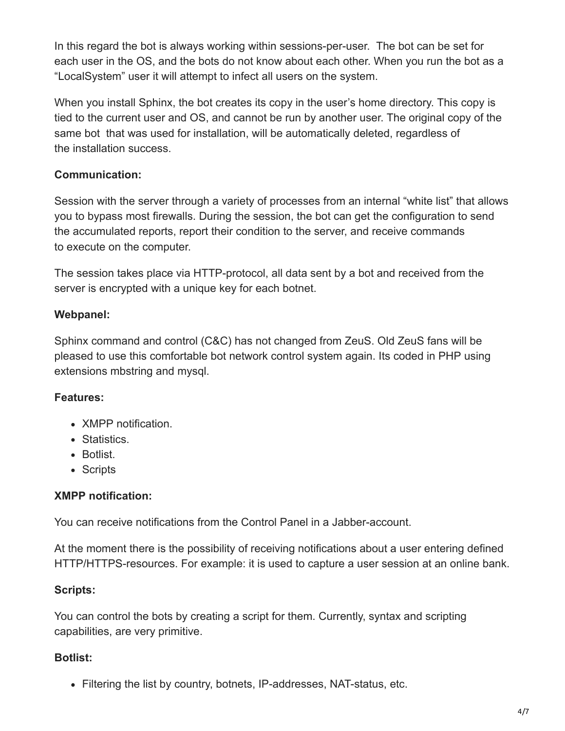In this regard the bot is always working within sessions-per-user. The bot can be set for each user in the OS, and the bots do not know about each other. When you run the bot as a "LocalSystem" user it will attempt to infect all users on the system.

When you install Sphinx, the bot creates its copy in the user's home directory. This copy is tied to the current user and OS, and cannot be run by another user. The original copy of the same bot that was used for installation, will be automatically deleted, regardless of the installation success.

**Communication:**

Session with the server through a variety of processes from an internal "white list" that allows you to bypass most firewalls. During the session, the bot can get the configuration to send the accumulated reports, report their condition to the server, and receive commands to execute on the computer.

The session takes place via HTTP-protocol, all data sent by a bot and received from the server is encrypted with a unique key for each botnet.

**Webpanel:**

Sphinx command and control (C&C) has not changed from ZeuS. Old ZeuS fans will be pleased to use this comfortable bot network control system again. Its coded in PHP using extensions mbstring and mysql.

**Features:**

- XMPP notification.
- Statistics.
- Botlist.
- Scripts

**XMPP notification:**

You can receive notifications from the Control Panel in a Jabber-account.

At the moment there is the possibility of receiving notifications about a user entering defined HTTP/HTTPS-resources. For example: it is used to capture a user session at an online bank.

**Scripts:**

You can control the bots by creating a script for them. Currently, syntax and scripting capabilities, are very primitive.

**Botlist:**

- Filtering the list by country, botnets, IP-addresses, NAT-status, etc.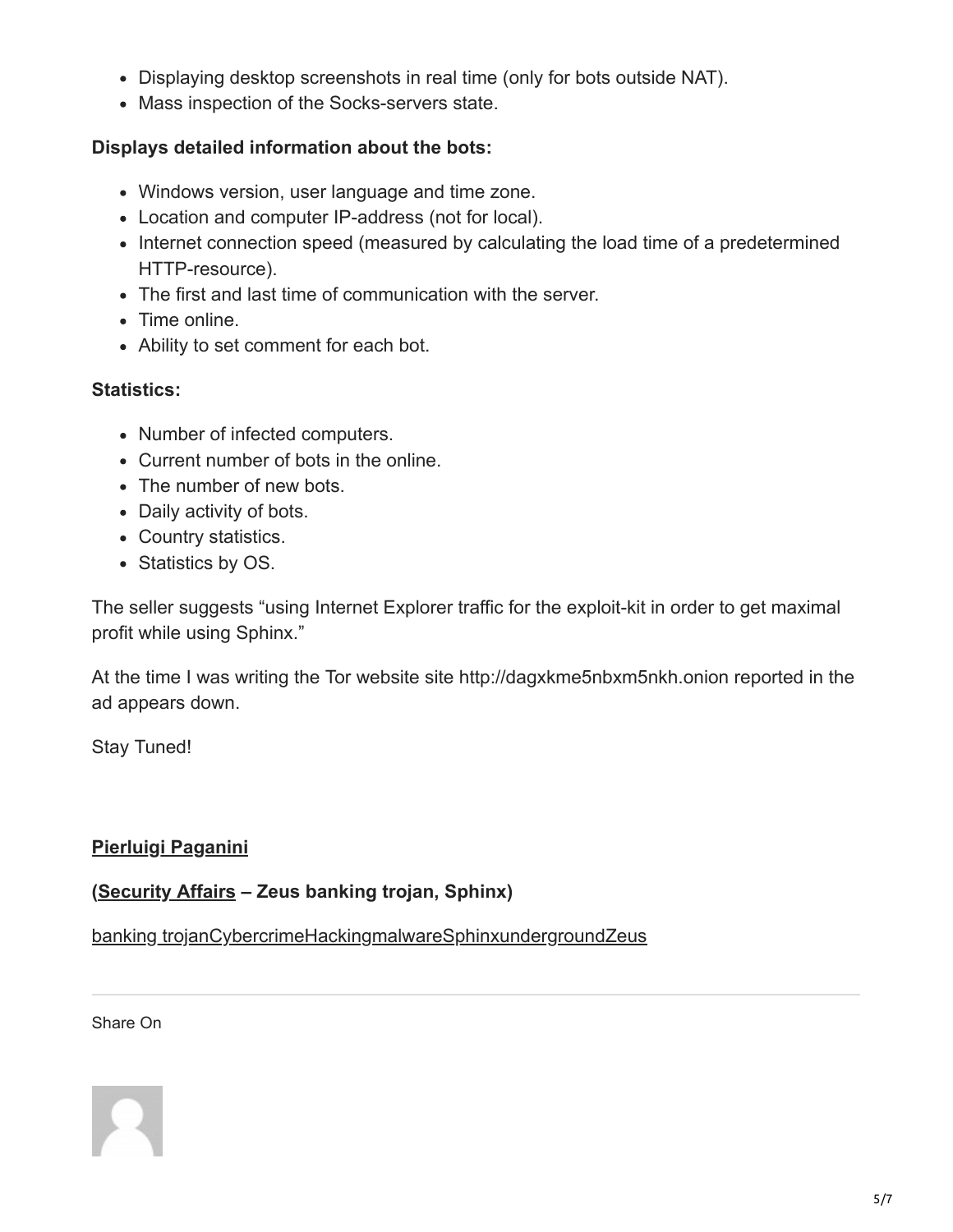- Displaying desktop screenshots in real time (only for bots outside NAT).
- Mass inspection of the Socks-servers state.

**Displays detailed information about the bots:**

- Windows version, user language and time zone.
- Location and computer IP-address (not for local).
- Internet connection speed (measured by calculating the load time of a predetermined HTTP-resource).
- The first and last time of communication with the server.
- Time online.
- Ability to set comment for each bot.

**Statistics:**

- Number of infected computers.
- Current number of bots in the online.
- The number of new bots.
- Daily activity of bots.
- Country statistics.
- Statistics by OS.

The seller suggests "using Internet Explorer traffic for the exploit-kit in order to get maximal profit while using Sphinx."

At the time I was writing the Tor website site http://dagxkme5nbxm5nkh.onion reported in the ad appears down.

Stay Tuned!

**Pierluigi Paganini**

**(Security Affairs – Zeus banking trojan, Sphinx)**

banking trojanCybercrimeHackingmalwareSphinxundergroundZeus

Share On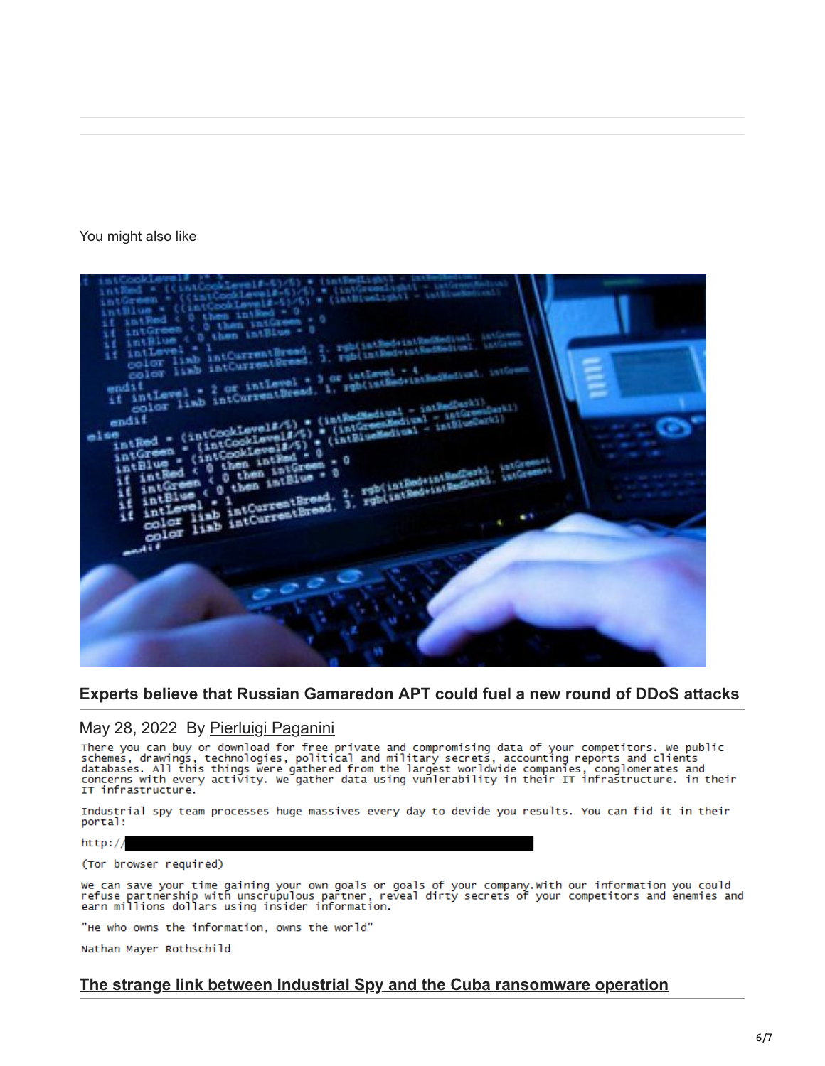You might also like

## Experts believe that Russian Gamaredon APT could fuel a new round of DDoS attacks

May 28, 2022 By Pierluigi Paganini

```
There you can buy or download for free private and compromising data of your competitors. We public
schemes, drawings, technologies, political and military secrets, accounting reports and clients
databases. All this things were gathered from the largest worldwide companies, conglomerates and
concerns with every activity. We gather data using vulnerability in their IT infrastructure. in their
IT infrastructure.

Industrial spy team processes huge massives every day to devide you results. You can fid it in their
portal:

http://

(Tor browser required)

We can save your time gaining your own goals or goals of your company.With our information you could
refuse partnership with unscrupulous partner, reveal dirty secrets of your competitors and enemies and
earn millions dollars using insider information.

"He who owns the information, owns the world"

Nathan Mayer Rothschild
```

## The strange link between Industrial Spy and the Cuba ransomware operation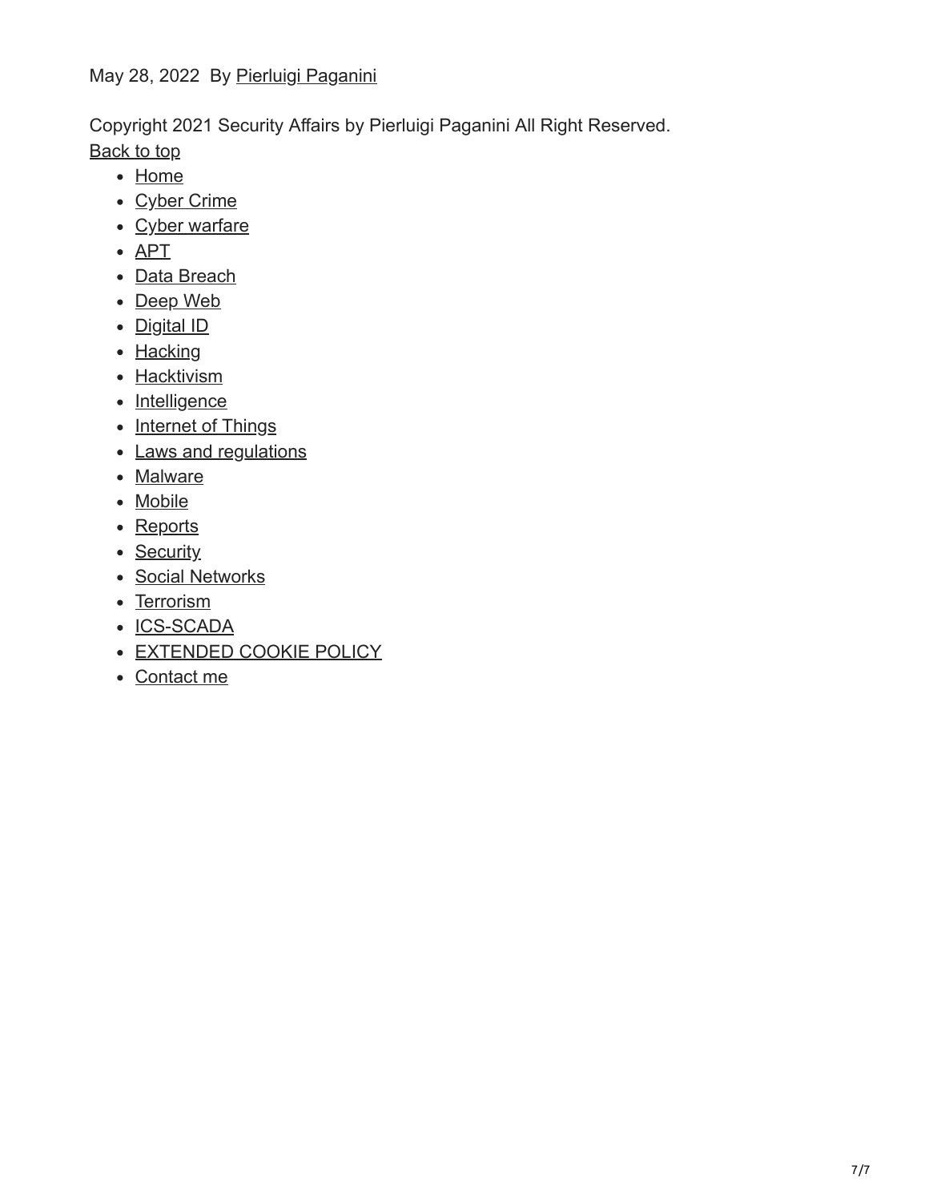May 28, 2022 By Pierluigi Paganini

Copyright 2021 Security Affairs by Pierluigi Paganini All Right Reserved.

Back to top

- Home
- Cyber Crime
- Cyber warfare
- APT
- Data Breach
- Deep Web
- Digital ID
- Hacking
- Hacktivism
- Intelligence
- Internet of Things
- Laws and regulations
- Malware
- Mobile
- Reports
- Security
- Social Networks
- Terrorism
- ICS-SCADA
- EXTENDED COOKIE POLICY
- Contact me